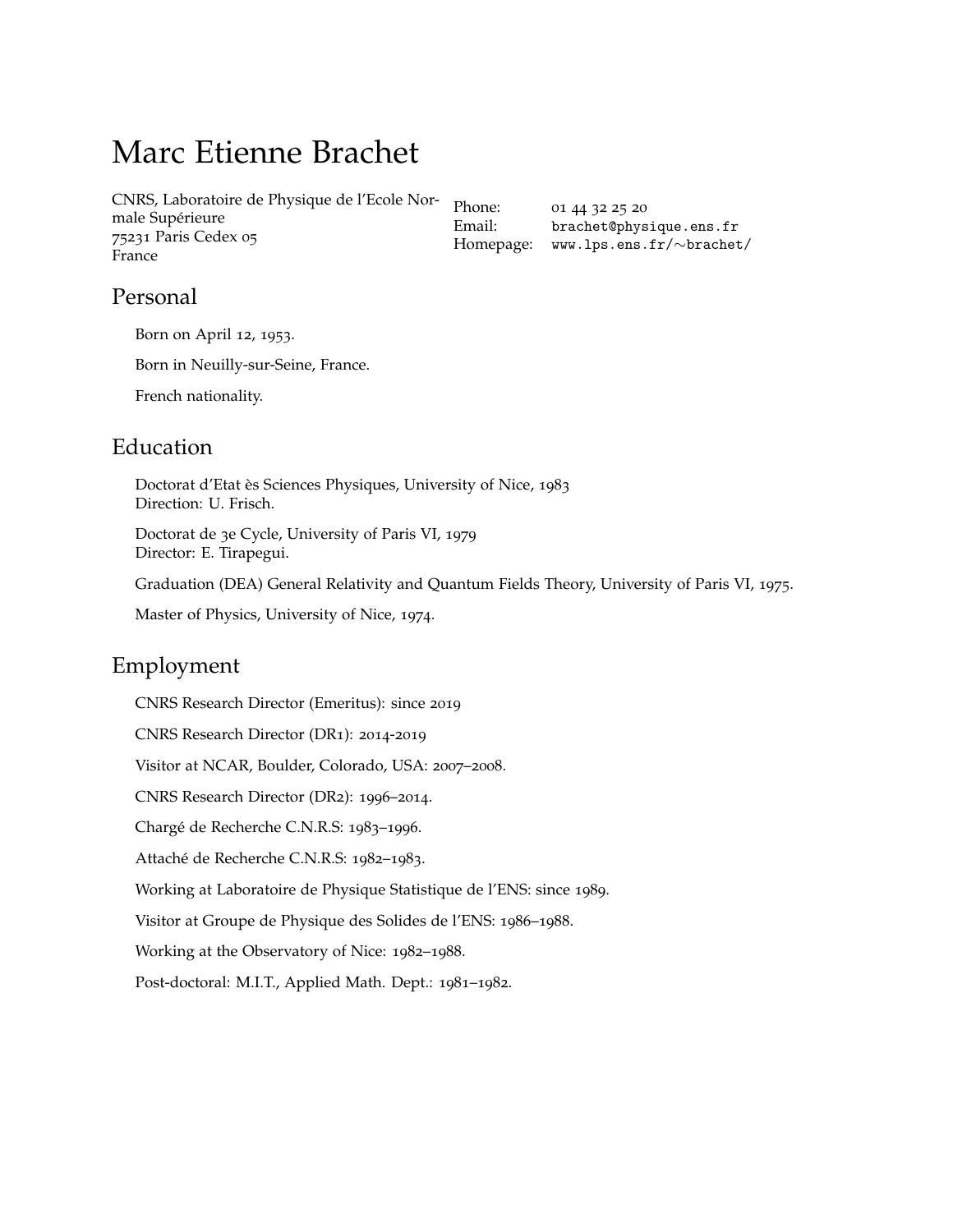# Marc Etienne Brachet

CNRS, Laboratoire de Physique de l'Ecole Normale Supérieure
75231 Paris Cedex 05
France

Phone: 01 44 32 25 20
Email: brachet@physique.ens.fr
Homepage: www.lps.ens.fr/∼brachet/

## Personal

Born on April 12, 1953.

Born in Neuilly-sur-Seine, France.

French nationality.

## Education

Doctorat d'Etat ès Sciences Physiques, University of Nice, 1983
Direction: U. Frisch.

Doctorat de 3e Cycle, University of Paris VI, 1979
Director: E. Tirapegui.

Graduation (DEA) General Relativity and Quantum Fields Theory, University of Paris VI, 1975.

Master of Physics, University of Nice, 1974.

## Employment

CNRS Research Director (Emeritus): since 2019

CNRS Research Director (DR1): 2014-2019

Visitor at NCAR, Boulder, Colorado, USA: 2007–2008.

CNRS Research Director (DR2): 1996–2014.

Chargé de Recherche C.N.R.S: 1983–1996.

Attaché de Recherche C.N.R.S: 1982–1983.

Working at Laboratoire de Physique Statistique de l'ENS: since 1989.

Visitor at Groupe de Physique des Solides de l'ENS: 1986–1988.

Working at the Observatory of Nice: 1982–1988.

Post-doctoral: M.I.T., Applied Math. Dept.: 1981–1982.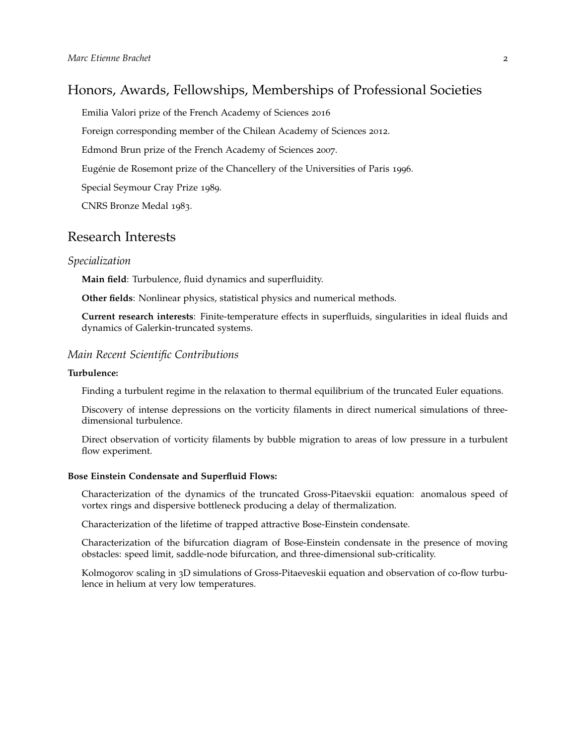## Honors, Awards, Fellowships, Memberships of Professional Societies

Emilia Valori prize of the French Academy of Sciences 2016

Foreign corresponding member of the Chilean Academy of Sciences 2012.

Edmond Brun prize of the French Academy of Sciences 2007.

Eugénie de Rosemont prize of the Chancellery of the Universities of Paris 1996.

Special Seymour Cray Prize 1989.

CNRS Bronze Medal 1983.

## Research Interests

### *Specialization*

**Main field**: Turbulence, fluid dynamics and superfluidity.

**Other fields**: Nonlinear physics, statistical physics and numerical methods.

**Current research interests**: Finite-temperature effects in superfluids, singularities in ideal fluids and dynamics of Galerkin-truncated systems.

### *Main Recent Scientific Contributions*

**Turbulence:**

Finding a turbulent regime in the relaxation to thermal equilibrium of the truncated Euler equations.

Discovery of intense depressions on the vorticity filaments in direct numerical simulations of three-dimensional turbulence.

Direct observation of vorticity filaments by bubble migration to areas of low pressure in a turbulent flow experiment.

**Bose Einstein Condensate and Superfluid Flows:**

Characterization of the dynamics of the truncated Gross-Pitaevskii equation: anomalous speed of vortex rings and dispersive bottleneck producing a delay of thermalization.

Characterization of the lifetime of trapped attractive Bose-Einstein condensate.

Characterization of the bifurcation diagram of Bose-Einstein condensate in the presence of moving obstacles: speed limit, saddle-node bifurcation, and three-dimensional sub-criticality.

Kolmogorov scaling in 3D simulations of Gross-Pitaeveskii equation and observation of co-flow turbulence in helium at very low temperatures.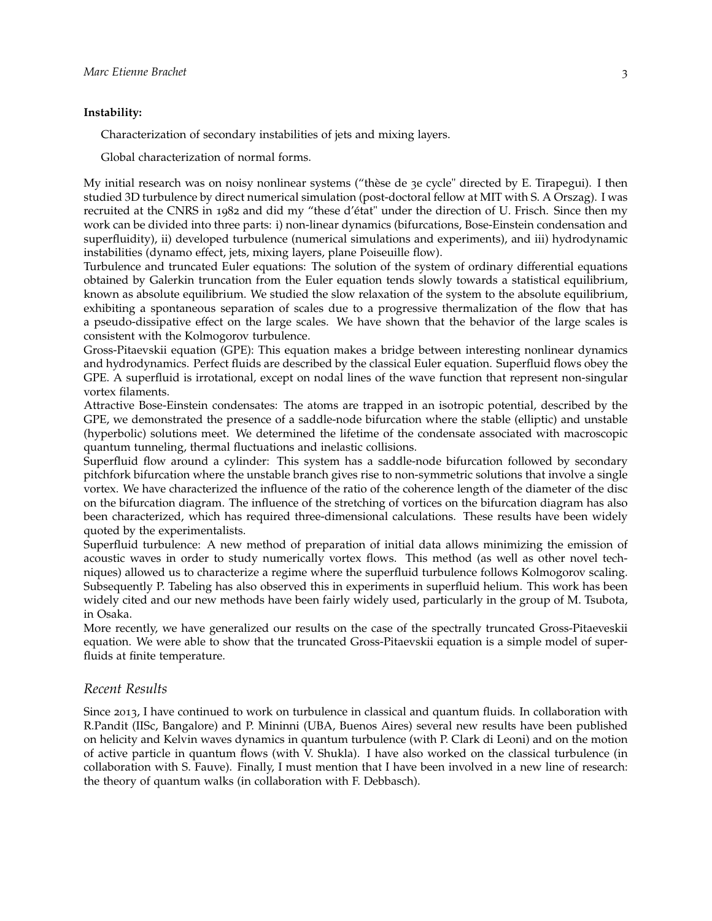**Instability:**

Characterization of secondary instabilities of jets and mixing layers.

Global characterization of normal forms.

My initial research was on noisy nonlinear systems ("thèse de 3e cycle" directed by E. Tirapegui). I then studied 3D turbulence by direct numerical simulation (post-doctoral fellow at MIT with S. A Orszag). I was recruited at the CNRS in 1982 and did my "these d'état" under the direction of U. Frisch. Since then my work can be divided into three parts: i) non-linear dynamics (bifurcations, Bose-Einstein condensation and superfluidity), ii) developed turbulence (numerical simulations and experiments), and iii) hydrodynamic instabilities (dynamo effect, jets, mixing layers, plane Poiseuille flow).

Turbulence and truncated Euler equations: The solution of the system of ordinary differential equations obtained by Galerkin truncation from the Euler equation tends slowly towards a statistical equilibrium, known as absolute equilibrium. We studied the slow relaxation of the system to the absolute equilibrium, exhibiting a spontaneous separation of scales due to a progressive thermalization of the flow that has a pseudo-dissipative effect on the large scales. We have shown that the behavior of the large scales is consistent with the Kolmogorov turbulence.

Gross-Pitaevskii equation (GPE): This equation makes a bridge between interesting nonlinear dynamics and hydrodynamics. Perfect fluids are described by the classical Euler equation. Superfluid flows obey the GPE. A superfluid is irrotational, except on nodal lines of the wave function that represent non-singular vortex filaments.

Attractive Bose-Einstein condensates: The atoms are trapped in an isotropic potential, described by the GPE, we demonstrated the presence of a saddle-node bifurcation where the stable (elliptic) and unstable (hyperbolic) solutions meet. We determined the lifetime of the condensate associated with macroscopic quantum tunneling, thermal fluctuations and inelastic collisions.

Superfluid flow around a cylinder: This system has a saddle-node bifurcation followed by secondary pitchfork bifurcation where the unstable branch gives rise to non-symmetric solutions that involve a single vortex. We have characterized the influence of the ratio of the coherence length of the diameter of the disc on the bifurcation diagram. The influence of the stretching of vortices on the bifurcation diagram has also been characterized, which has required three-dimensional calculations. These results have been widely quoted by the experimentalists.

Superfluid turbulence: A new method of preparation of initial data allows minimizing the emission of acoustic waves in order to study numerically vortex flows. This method (as well as other novel techniques) allowed us to characterize a regime where the superfluid turbulence follows Kolmogorov scaling. Subsequently P. Tabeling has also observed this in experiments in superfluid helium. This work has been widely cited and our new methods have been fairly widely used, particularly in the group of M. Tsubota, in Osaka.

More recently, we have generalized our results on the case of the spectrally truncated Gross-Pitaeveskii equation. We were able to show that the truncated Gross-Pitaevskii equation is a simple model of superfluids at finite temperature.

## *Recent Results*

Since 2013, I have continued to work on turbulence in classical and quantum fluids. In collaboration with R.Pandit (IISc, Bangalore) and P. Mininni (UBA, Buenos Aires) several new results have been published on helicity and Kelvin waves dynamics in quantum turbulence (with P. Clark di Leoni) and on the motion of active particle in quantum flows (with V. Shukla). I have also worked on the classical turbulence (in collaboration with S. Fauve). Finally, I must mention that I have been involved in a new line of research: the theory of quantum walks (in collaboration with F. Debbasch).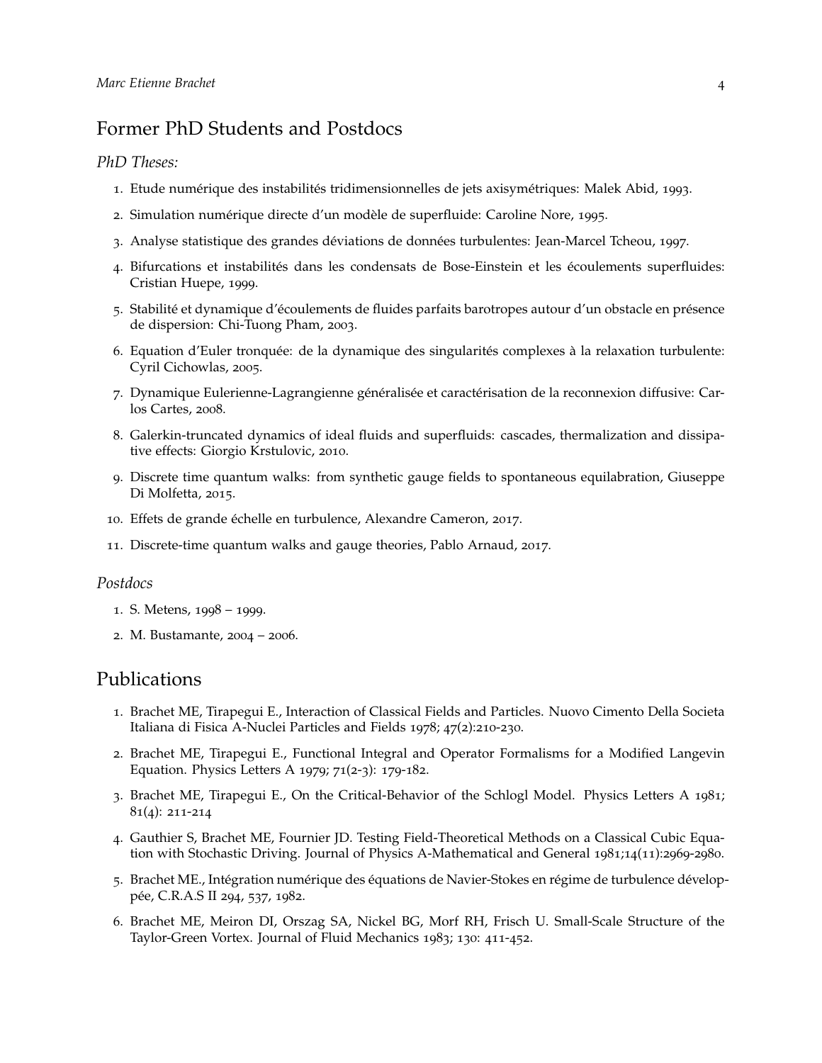## Former PhD Students and Postdocs

### *PhD Theses:*

1. Etude numérique des instabilités tridimensionnelles de jets axisymétriques: Malek Abid, 1993.
2. Simulation numérique directe d'un modèle de superfluide: Caroline Nore, 1995.
3. Analyse statistique des grandes déviations de données turbulentes: Jean-Marcel Tcheou, 1997.
4. Bifurcations et instabilités dans les condensats de Bose-Einstein et les écoulements superfluides: Cristian Huepe, 1999.
5. Stabilité et dynamique d'écoulements de fluides parfaits barotropes autour d'un obstacle en présence de dispersion: Chi-Tuong Pham, 2003.
6. Equation d'Euler tronquée: de la dynamique des singularités complexes à la relaxation turbulente: Cyril Cichowlas, 2005.
7. Dynamique Eulerienne-Lagrangienne généralisée et caractérisation de la reconnexion diffusive: Carlos Cartes, 2008.
8. Galerkin-truncated dynamics of ideal fluids and superfluids: cascades, thermalization and dissipative effects: Giorgio Krstulovic, 2010.
9. Discrete time quantum walks: from synthetic gauge fields to spontaneous equilabration, Giuseppe Di Molfetta, 2015.
10. Effets de grande échelle en turbulence, Alexandre Cameron, 2017.
11. Discrete-time quantum walks and gauge theories, Pablo Arnaud, 2017.

### *Postdocs*

1. S. Metens, 1998 – 1999.
2. M. Bustamante, 2004 – 2006.

## Publications

1. Brachet ME, Tirapegui E., Interaction of Classical Fields and Particles. Nuovo Cimento Della Societa Italiana di Fisica A-Nuclei Particles and Fields 1978; 47(2):210-230.
2. Brachet ME, Tirapegui E., Functional Integral and Operator Formalisms for a Modified Langevin Equation. Physics Letters A 1979; 71(2-3): 179-182.
3. Brachet ME, Tirapegui E., On the Critical-Behavior of the Schlogl Model. Physics Letters A 1981; 81(4): 211-214
4. Gauthier S, Brachet ME, Fournier JD. Testing Field-Theoretical Methods on a Classical Cubic Equation with Stochastic Driving. Journal of Physics A-Mathematical and General 1981;14(11):2969-2980.
5. Brachet ME., Intégration numérique des équations de Navier-Stokes en régime de turbulence développée, C.R.A.S II 294, 537, 1982.
6. Brachet ME, Meiron DI, Orszag SA, Nickel BG, Morf RH, Frisch U. Small-Scale Structure of the Taylor-Green Vortex. Journal of Fluid Mechanics 1983; 130: 411-452.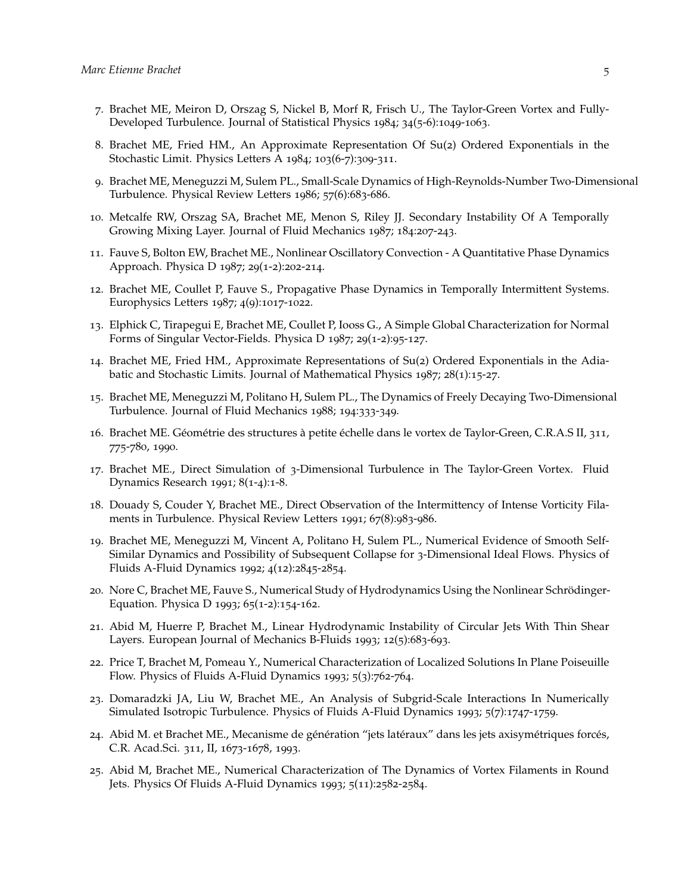7. Brachet ME, Meiron D, Orszag S, Nickel B, Morf R, Frisch U., The Taylor-Green Vortex and Fully-Developed Turbulence. Journal of Statistical Physics 1984; 34(5-6):1049-1063.

8. Brachet ME, Fried HM., An Approximate Representation Of Su(2) Ordered Exponentials in the Stochastic Limit. Physics Letters A 1984; 103(6-7):309-311.

9. Brachet ME, Meneguzzi M, Sulem PL., Small-Scale Dynamics of High-Reynolds-Number Two-Dimensional Turbulence. Physical Review Letters 1986; 57(6):683-686.

10. Metcalfe RW, Orszag SA, Brachet ME, Menon S, Riley JJ. Secondary Instability Of A Temporally Growing Mixing Layer. Journal of Fluid Mechanics 1987; 184:207-243.

11. Fauve S, Bolton EW, Brachet ME., Nonlinear Oscillatory Convection - A Quantitative Phase Dynamics Approach. Physica D 1987; 29(1-2):202-214.

12. Brachet ME, Coullet P, Fauve S., Propagative Phase Dynamics in Temporally Intermittent Systems. Europhysics Letters 1987; 4(9):1017-1022.

13. Elphick C, Tirapegui E, Brachet ME, Coullet P, Iooss G., A Simple Global Characterization for Normal Forms of Singular Vector-Fields. Physica D 1987; 29(1-2):95-127.

14. Brachet ME, Fried HM., Approximate Representations of Su(2) Ordered Exponentials in the Adiabatic and Stochastic Limits. Journal of Mathematical Physics 1987; 28(1):15-27.

15. Brachet ME, Meneguzzi M, Politano H, Sulem PL., The Dynamics of Freely Decaying Two-Dimensional Turbulence. Journal of Fluid Mechanics 1988; 194:333-349.

16. Brachet ME. Géométrie des structures à petite échelle dans le vortex de Taylor-Green, C.R.A.S II, 311, 775-780, 1990.

17. Brachet ME., Direct Simulation of 3-Dimensional Turbulence in The Taylor-Green Vortex. Fluid Dynamics Research 1991; 8(1-4):1-8.

18. Douady S, Couder Y, Brachet ME., Direct Observation of the Intermittency of Intense Vorticity Filaments in Turbulence. Physical Review Letters 1991; 67(8):983-986.

19. Brachet ME, Meneguzzi M, Vincent A, Politano H, Sulem PL., Numerical Evidence of Smooth Self-Similar Dynamics and Possibility of Subsequent Collapse for 3-Dimensional Ideal Flows. Physics of Fluids A-Fluid Dynamics 1992; 4(12):2845-2854.

20. Nore C, Brachet ME, Fauve S., Numerical Study of Hydrodynamics Using the Nonlinear Schrödinger-Equation. Physica D 1993; 65(1-2):154-162.

21. Abid M, Huerre P, Brachet M., Linear Hydrodynamic Instability of Circular Jets With Thin Shear Layers. European Journal of Mechanics B-Fluids 1993; 12(5):683-693.

22. Price T, Brachet M, Pomeau Y., Numerical Characterization of Localized Solutions In Plane Poiseuille Flow. Physics of Fluids A-Fluid Dynamics 1993; 5(3):762-764.

23. Domaradzki JA, Liu W, Brachet ME., An Analysis of Subgrid-Scale Interactions In Numerically Simulated Isotropic Turbulence. Physics of Fluids A-Fluid Dynamics 1993; 5(7):1747-1759.

24. Abid M. et Brachet ME., Mecanisme de génération "jets latéraux" dans les jets axisymétriques forcés, C.R. Acad.Sci. 311, II, 1673-1678, 1993.

25. Abid M, Brachet ME., Numerical Characterization of The Dynamics of Vortex Filaments in Round Jets. Physics Of Fluids A-Fluid Dynamics 1993; 5(11):2582-2584.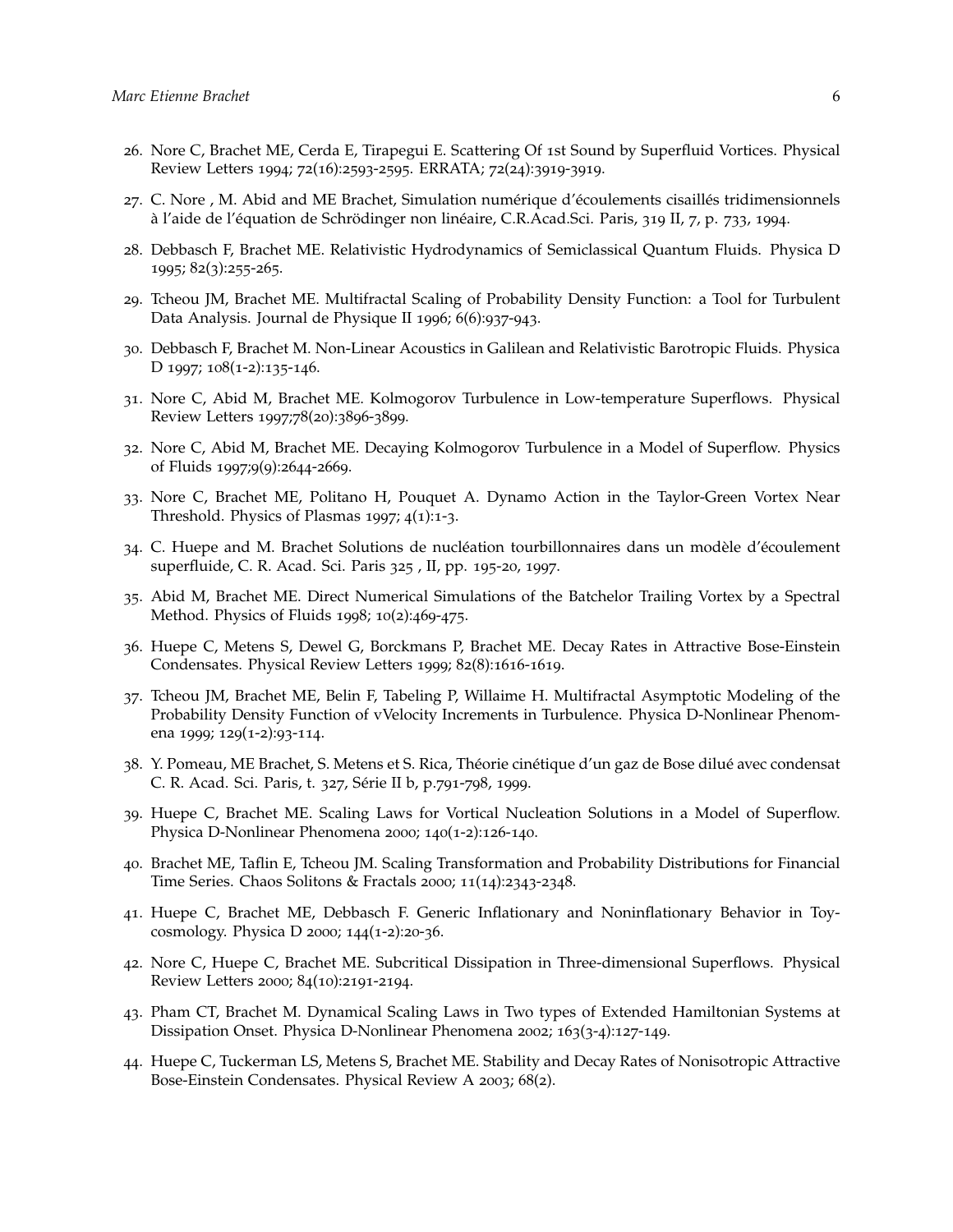26. Nore C, Brachet ME, Cerda E, Tirapegui E. Scattering Of 1st Sound by Superfluid Vortices. Physical Review Letters 1994; 72(16):2593-2595. ERRATA; 72(24):3919-3919.

27. C. Nore , M. Abid and ME Brachet, Simulation numérique d'écoulements cisaillés tridimensionnels à l'aide de l'équation de Schrödinger non linéaire, C.R.Acad.Sci. Paris, 319 II, 7, p. 733, 1994.

28. Debbasch F, Brachet ME. Relativistic Hydrodynamics of Semiclassical Quantum Fluids. Physica D 1995; 82(3):255-265.

29. Tcheou JM, Brachet ME. Multifractal Scaling of Probability Density Function: a Tool for Turbulent Data Analysis. Journal de Physique II 1996; 6(6):937-943.

30. Debbasch F, Brachet M. Non-Linear Acoustics in Galilean and Relativistic Barotropic Fluids. Physica D 1997; 108(1-2):135-146.

31. Nore C, Abid M, Brachet ME. Kolmogorov Turbulence in Low-temperature Superflows. Physical Review Letters 1997;78(20):3896-3899.

32. Nore C, Abid M, Brachet ME. Decaying Kolmogorov Turbulence in a Model of Superflow. Physics of Fluids 1997;9(9):2644-2669.

33. Nore C, Brachet ME, Politano H, Pouquet A. Dynamo Action in the Taylor-Green Vortex Near Threshold. Physics of Plasmas 1997; 4(1):1-3.

34. C. Huepe and M. Brachet Solutions de nucléation tourbillonnaires dans un modèle d'écoulement superfluide, C. R. Acad. Sci. Paris 325 , II, pp. 195-20, 1997.

35. Abid M, Brachet ME. Direct Numerical Simulations of the Batchelor Trailing Vortex by a Spectral Method. Physics of Fluids 1998; 10(2):469-475.

36. Huepe C, Metens S, Dewel G, Borckmans P, Brachet ME. Decay Rates in Attractive Bose-Einstein Condensates. Physical Review Letters 1999; 82(8):1616-1619.

37. Tcheou JM, Brachet ME, Belin F, Tabeling P, Willaime H. Multifractal Asymptotic Modeling of the Probability Density Function of vVelocity Increments in Turbulence. Physica D-Nonlinear Phenomena 1999; 129(1-2):93-114.

38. Y. Pomeau, ME Brachet, S. Metens et S. Rica, Théorie cinétique d'un gaz de Bose dilué avec condensat C. R. Acad. Sci. Paris, t. 327, Série II b, p.791-798, 1999.

39. Huepe C, Brachet ME. Scaling Laws for Vortical Nucleation Solutions in a Model of Superflow. Physica D-Nonlinear Phenomena 2000; 140(1-2):126-140.

40. Brachet ME, Taflin E, Tcheou JM. Scaling Transformation and Probability Distributions for Financial Time Series. Chaos Solitons & Fractals 2000; 11(14):2343-2348.

41. Huepe C, Brachet ME, Debbasch F. Generic Inflationary and Noninflationary Behavior in Toy-cosmology. Physica D 2000; 144(1-2):20-36.

42. Nore C, Huepe C, Brachet ME. Subcritical Dissipation in Three-dimensional Superflows. Physical Review Letters 2000; 84(10):2191-2194.

43. Pham CT, Brachet M. Dynamical Scaling Laws in Two types of Extended Hamiltonian Systems at Dissipation Onset. Physica D-Nonlinear Phenomena 2002; 163(3-4):127-149.

44. Huepe C, Tuckerman LS, Metens S, Brachet ME. Stability and Decay Rates of Nonisotropic Attractive Bose-Einstein Condensates. Physical Review A 2003; 68(2).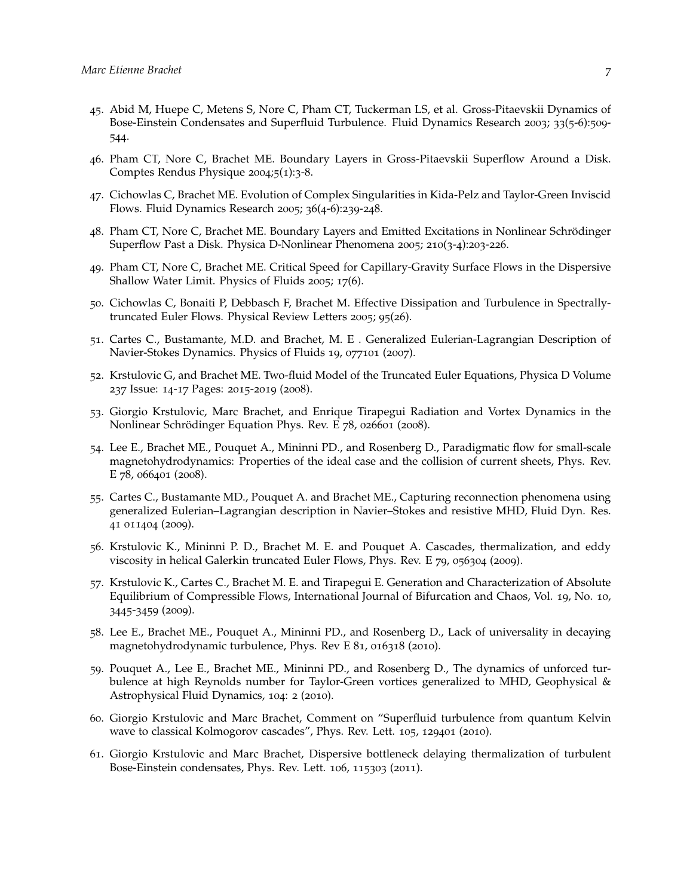45. Abid M, Huepe C, Metens S, Nore C, Pham CT, Tuckerman LS, et al. Gross-Pitaevskii Dynamics of Bose-Einstein Condensates and Superfluid Turbulence. Fluid Dynamics Research 2003; 33(5-6):509-544.

46. Pham CT, Nore C, Brachet ME. Boundary Layers in Gross-Pitaevskii Superflow Around a Disk. Comptes Rendus Physique 2004;5(1):3-8.

47. Cichowlas C, Brachet ME. Evolution of Complex Singularities in Kida-Pelz and Taylor-Green Inviscid Flows. Fluid Dynamics Research 2005; 36(4-6):239-248.

48. Pham CT, Nore C, Brachet ME. Boundary Layers and Emitted Excitations in Nonlinear Schrödinger Superflow Past a Disk. Physica D-Nonlinear Phenomena 2005; 210(3-4):203-226.

49. Pham CT, Nore C, Brachet ME. Critical Speed for Capillary-Gravity Surface Flows in the Dispersive Shallow Water Limit. Physics of Fluids 2005; 17(6).

50. Cichowlas C, Bonaiti P, Debbasch F, Brachet M. Effective Dissipation and Turbulence in Spectrally-truncated Euler Flows. Physical Review Letters 2005; 95(26).

51. Cartes C., Bustamante, M.D. and Brachet, M. E . Generalized Eulerian-Lagrangian Description of Navier-Stokes Dynamics. Physics of Fluids 19, 077101 (2007).

52. Krstulovic G, and Brachet ME. Two-fluid Model of the Truncated Euler Equations, Physica D Volume 237 Issue: 14-17 Pages: 2015-2019 (2008).

53. Giorgio Krstulovic, Marc Brachet, and Enrique Tirapegui Radiation and Vortex Dynamics in the Nonlinear Schrödinger Equation Phys. Rev. E 78, 026601 (2008).

54. Lee E., Brachet ME., Pouquet A., Mininni PD., and Rosenberg D., Paradigmatic flow for small-scale magnetohydrodynamics: Properties of the ideal case and the collision of current sheets, Phys. Rev. E 78, 066401 (2008).

55. Cartes C., Bustamante MD., Pouquet A. and Brachet ME., Capturing reconnection phenomena using generalized Eulerian–Lagrangian description in Navier–Stokes and resistive MHD, Fluid Dyn. Res. 41 011404 (2009).

56. Krstulovic K., Mininni P. D., Brachet M. E. and Pouquet A. Cascades, thermalization, and eddy viscosity in helical Galerkin truncated Euler Flows, Phys. Rev. E 79, 056304 (2009).

57. Krstulovic K., Cartes C., Brachet M. E. and Tirapegui E. Generation and Characterization of Absolute Equilibrium of Compressible Flows, International Journal of Bifurcation and Chaos, Vol. 19, No. 10, 3445-3459 (2009).

58. Lee E., Brachet ME., Pouquet A., Mininni PD., and Rosenberg D., Lack of universality in decaying magnetohydrodynamic turbulence, Phys. Rev E 81, 016318 (2010).

59. Pouquet A., Lee E., Brachet ME., Mininni PD., and Rosenberg D., The dynamics of unforced turbulence at high Reynolds number for Taylor-Green vortices generalized to MHD, Geophysical & Astrophysical Fluid Dynamics, 104: 2 (2010).

60. Giorgio Krstulovic and Marc Brachet, Comment on "Superfluid turbulence from quantum Kelvin wave to classical Kolmogorov cascades", Phys. Rev. Lett. 105, 129401 (2010).

61. Giorgio Krstulovic and Marc Brachet, Dispersive bottleneck delaying thermalization of turbulent Bose-Einstein condensates, Phys. Rev. Lett. 106, 115303 (2011).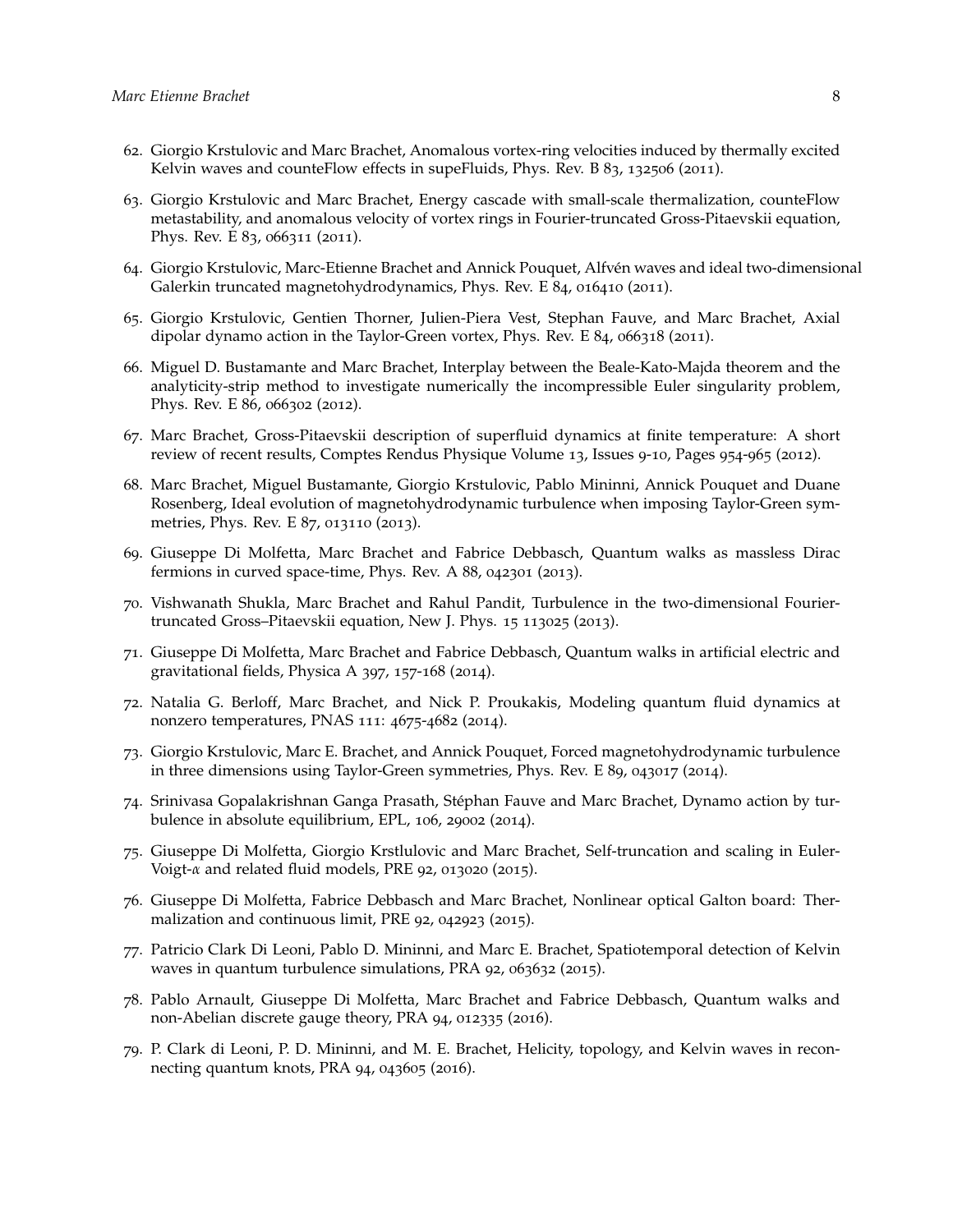62. Giorgio Krstulovic and Marc Brachet, Anomalous vortex-ring velocities induced by thermally excited Kelvin waves and counteFlow effects in supeFluids, Phys. Rev. B 83, 132506 (2011).

63. Giorgio Krstulovic and Marc Brachet, Energy cascade with small-scale thermalization, counteFlow metastability, and anomalous velocity of vortex rings in Fourier-truncated Gross-Pitaevskii equation, Phys. Rev. E 83, 066311 (2011).

64. Giorgio Krstulovic, Marc-Etienne Brachet and Annick Pouquet, Alfvén waves and ideal two-dimensional Galerkin truncated magnetohydrodynamics, Phys. Rev. E 84, 016410 (2011).

65. Giorgio Krstulovic, Gentien Thorner, Julien-Piera Vest, Stephan Fauve, and Marc Brachet, Axial dipolar dynamo action in the Taylor-Green vortex, Phys. Rev. E 84, 066318 (2011).

66. Miguel D. Bustamante and Marc Brachet, Interplay between the Beale-Kato-Majda theorem and the analyticity-strip method to investigate numerically the incompressible Euler singularity problem, Phys. Rev. E 86, 066302 (2012).

67. Marc Brachet, Gross-Pitaevskii description of superfluid dynamics at finite temperature: A short review of recent results, Comptes Rendus Physique Volume 13, Issues 9-10, Pages 954-965 (2012).

68. Marc Brachet, Miguel Bustamante, Giorgio Krstulovic, Pablo Mininni, Annick Pouquet and Duane Rosenberg, Ideal evolution of magnetohydrodynamic turbulence when imposing Taylor-Green symmetries, Phys. Rev. E 87, 013110 (2013).

69. Giuseppe Di Molfetta, Marc Brachet and Fabrice Debbasch, Quantum walks as massless Dirac fermions in curved space-time, Phys. Rev. A 88, 042301 (2013).

70. Vishwanath Shukla, Marc Brachet and Rahul Pandit, Turbulence in the two-dimensional Fourier-truncated Gross–Pitaevskii equation, New J. Phys. 15 113025 (2013).

71. Giuseppe Di Molfetta, Marc Brachet and Fabrice Debbasch, Quantum walks in artificial electric and gravitational fields, Physica A 397, 157-168 (2014).

72. Natalia G. Berloff, Marc Brachet, and Nick P. Proukakis, Modeling quantum fluid dynamics at nonzero temperatures, PNAS 111: 4675-4682 (2014).

73. Giorgio Krstulovic, Marc E. Brachet, and Annick Pouquet, Forced magnetohydrodynamic turbulence in three dimensions using Taylor-Green symmetries, Phys. Rev. E 89, 043017 (2014).

74. Srinivasa Gopalakrishnan Ganga Prasath, Stéphan Fauve and Marc Brachet, Dynamo action by turbulence in absolute equilibrium, EPL, 106, 29002 (2014).

75. Giuseppe Di Molfetta, Giorgio Krstlulovic and Marc Brachet, Self-truncation and scaling in Euler-Voigt-$\alpha$ and related fluid models, PRE 92, 013020 (2015).

76. Giuseppe Di Molfetta, Fabrice Debbasch and Marc Brachet, Nonlinear optical Galton board: Thermalization and continuous limit, PRE 92, 042923 (2015).

77. Patricio Clark Di Leoni, Pablo D. Mininni, and Marc E. Brachet, Spatiotemporal detection of Kelvin waves in quantum turbulence simulations, PRA 92, 063632 (2015).

78. Pablo Arnault, Giuseppe Di Molfetta, Marc Brachet and Fabrice Debbasch, Quantum walks and non-Abelian discrete gauge theory, PRA 94, 012335 (2016).

79. P. Clark di Leoni, P. D. Mininni, and M. E. Brachet, Helicity, topology, and Kelvin waves in reconnecting quantum knots, PRA 94, 043605 (2016).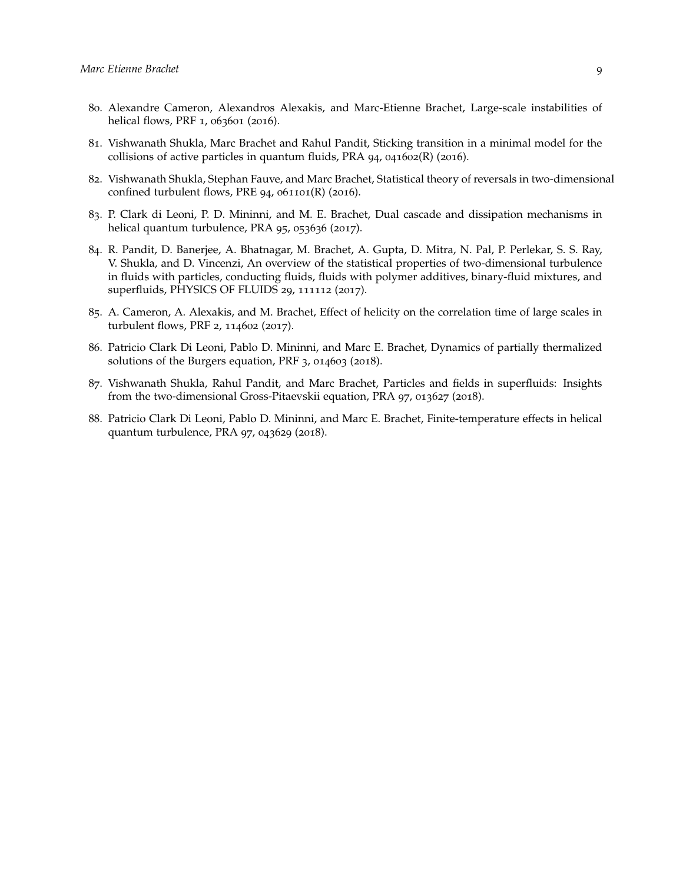80. Alexandre Cameron, Alexandros Alexakis, and Marc-Etienne Brachet, Large-scale instabilities of helical flows, PRF 1, 063601 (2016).
81. Vishwanath Shukla, Marc Brachet and Rahul Pandit, Sticking transition in a minimal model for the collisions of active particles in quantum fluids, PRA 94, 041602(R) (2016).
82. Vishwanath Shukla, Stephan Fauve, and Marc Brachet, Statistical theory of reversals in two-dimensional confined turbulent flows, PRE 94, 061101(R) (2016).
83. P. Clark di Leoni, P. D. Mininni, and M. E. Brachet, Dual cascade and dissipation mechanisms in helical quantum turbulence, PRA 95, 053636 (2017).
84. R. Pandit, D. Banerjee, A. Bhatnagar, M. Brachet, A. Gupta, D. Mitra, N. Pal, P. Perlekar, S. S. Ray, V. Shukla, and D. Vincenzi, An overview of the statistical properties of two-dimensional turbulence in fluids with particles, conducting fluids, fluids with polymer additives, binary-fluid mixtures, and superfluids, PHYSICS OF FLUIDS 29, 111112 (2017).
85. A. Cameron, A. Alexakis, and M. Brachet, Effect of helicity on the correlation time of large scales in turbulent flows, PRF 2, 114602 (2017).
86. Patricio Clark Di Leoni, Pablo D. Mininni, and Marc E. Brachet, Dynamics of partially thermalized solutions of the Burgers equation, PRF 3, 014603 (2018).
87. Vishwanath Shukla, Rahul Pandit, and Marc Brachet, Particles and fields in superfluids: Insights from the two-dimensional Gross-Pitaevskii equation, PRA 97, 013627 (2018).
88. Patricio Clark Di Leoni, Pablo D. Mininni, and Marc E. Brachet, Finite-temperature effects in helical quantum turbulence, PRA 97, 043629 (2018).